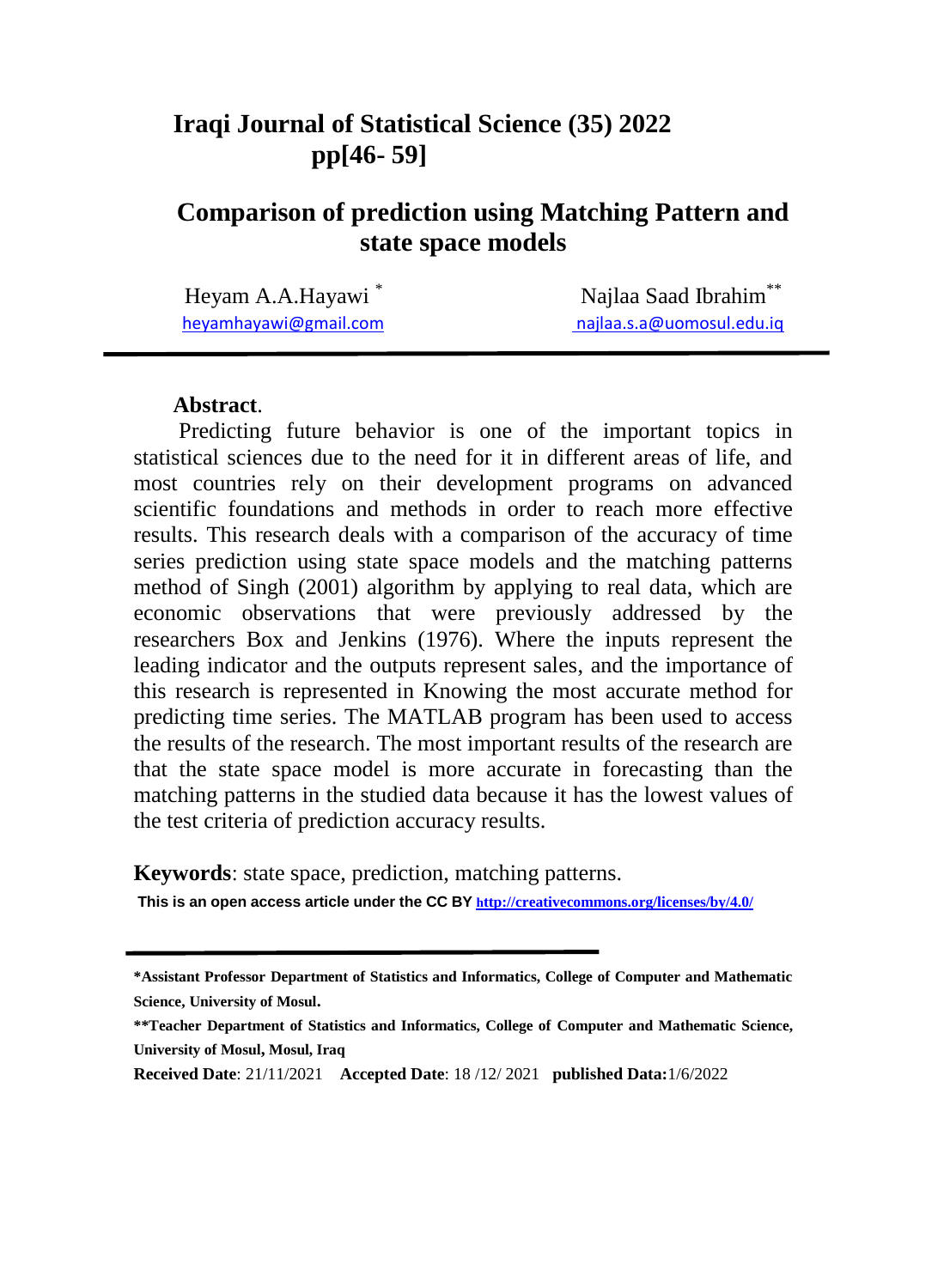# Comparison of prediction using Matching Pattern and state space models

Heyam A.A.Hayawi [*]
heyamhayawi@gmail.com

Najlaa Saad Ibrahim [**]
najlaa.s.a@uomosul.edu.iq

---

**Abstract**.

Predicting future behavior is one of the important topics in statistical sciences due to the need for it in different areas of life, and most countries rely on their development programs on advanced scientific foundations and methods in order to reach more effective results. This research deals with a comparison of the accuracy of time series prediction using state space models and the matching patterns method of Singh (2001) algorithm by applying to real data, which are economic observations that were previously addressed by the researchers Box and Jenkins (1976). Where the inputs represent the leading indicator and the outputs represent sales, and the importance of this research is represented in Knowing the most accurate method for predicting time series. The MATLAB program has been used to access the results of the research. The most important results of the research are that the state space model is more accurate in forecasting than the matching patterns in the studied data because it has the lowest values of the test criteria of prediction accuracy results.

**Keywords**: state space, prediction, matching patterns.

**This is an open access article under the CC BY http://creativecommons.org/licenses/by/4.0/**

---

**\*Assistant Professor Department of Statistics and Informatics, College of Computer and Mathematic Science, University of Mosul.**

**\*\*Teacher Department of Statistics and Informatics, College of Computer and Mathematic Science, University of Mosul, Mosul, Iraq**

**Received Date**: 21/11/2021 **Accepted Date**: 18 /12/ 2021 **published Data:**1/6/2022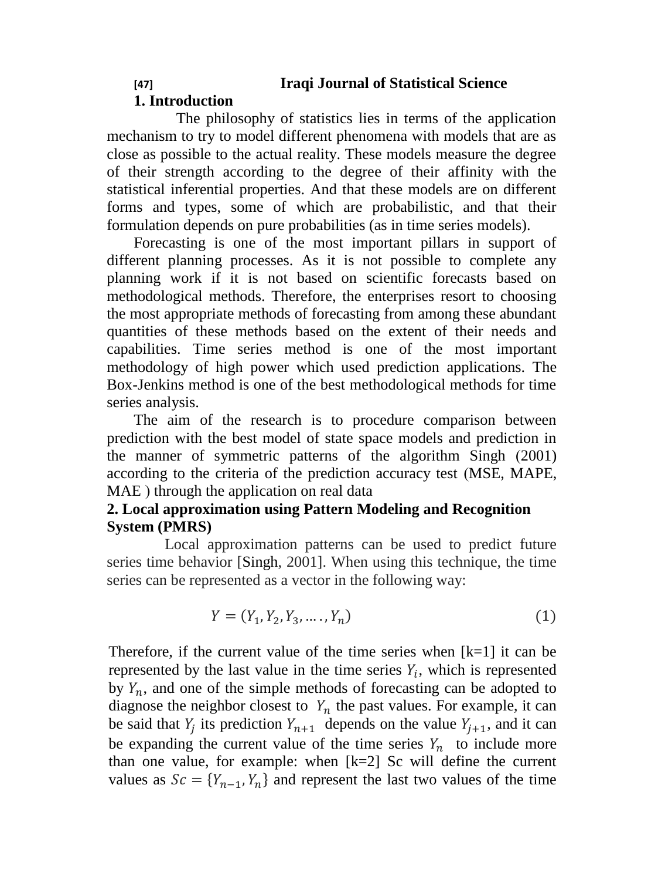## 1. Introduction

The philosophy of statistics lies in terms of the application mechanism to try to model different phenomena with models that are as close as possible to the actual reality. These models measure the degree of their strength according to the degree of their affinity with the statistical inferential properties. And that these models are on different forms and types, some of which are probabilistic, and that their formulation depends on pure probabilities (as in time series models).

Forecasting is one of the most important pillars in support of different planning processes. As it is not possible to complete any planning work if it is not based on scientific forecasts based on methodological methods. Therefore, the enterprises resort to choosing the most appropriate methods of forecasting from among these abundant quantities of these methods based on the extent of their needs and capabilities. Time series method is one of the most important methodology of high power which used prediction applications. The Box-Jenkins method is one of the best methodological methods for time series analysis.

The aim of the research is to procedure comparison between prediction with the best model of state space models and prediction in the manner of symmetric patterns of the algorithm Singh (2001) according to the criteria of the prediction accuracy test (MSE, MAPE, MAE ) through the application on real data

## 2. Local approximation using Pattern Modeling and Recognition System (PMRS)

Local approximation patterns can be used to predict future series time behavior [Singh, 2001]. When using this technique, the time series can be represented as a vector in the following way:

$$Y = (Y_1, Y_2, Y_3, \dots, Y_n) \tag{1}$$

Therefore, if the current value of the time series when [k=1] it can be represented by the last value in the time series $Y_i$, which is represented by $Y_n$, and one of the simple methods of forecasting can be adopted to diagnose the neighbor closest to $Y_n$ the past values. For example, it can be said that $Y_j$ its prediction $Y_{n+1}$ depends on the value $Y_{j+1}$, and it can be expanding the current value of the time series $Y_n$ to include more than one value, for example: when [k=2] Sc will define the current values as $Sc = \{Y_{n-1}, Y_n\}$ and represent the last two values of the time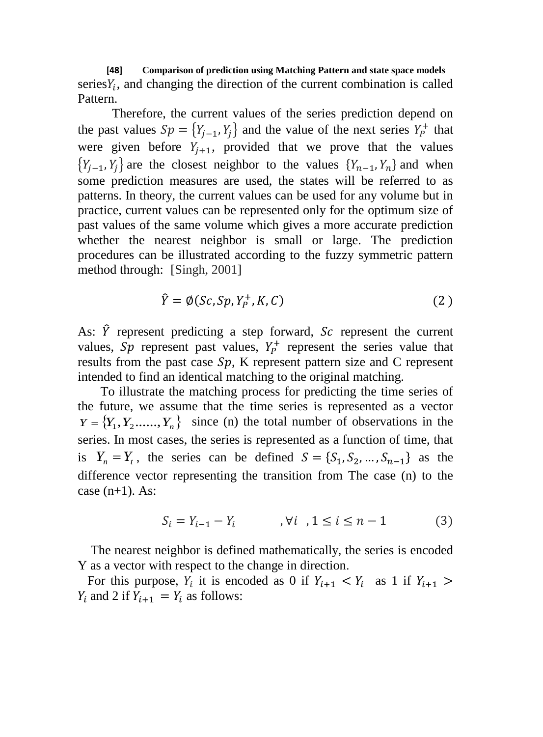series $Y_i$, and changing the direction of the current combination is called Pattern.

Therefore, the current values of the series prediction depend on the past values $Sp = \{Y_{j-1}, Y_j\}$ and the value of the next series $Y_P^+$ that were given before $Y_{j+1}$, provided that we prove that the values $\{Y_{j-1}, Y_j\}$ are the closest neighbor to the values $\{Y_{n-1}, Y_n\}$ and when some prediction measures are used, the states will be referred to as patterns. In theory, the current values can be used for any volume but in practice, current values can be represented only for the optimum size of past values of the same volume which gives a more accurate prediction whether the nearest neighbor is small or large. The prediction procedures can be illustrated according to the fuzzy symmetric pattern method through: [Singh, 2001]

$$\hat{Y} = \emptyset(Sc, Sp, Y_P^+, K, C) \qquad (2)$$

As: $\hat{Y}$ represent predicting a step forward, $Sc$ represent the current values, $Sp$ represent past values, $Y_P^+$ represent the series value that results from the past case $Sp$, K represent pattern size and C represent intended to find an identical matching to the original matching.

To illustrate the matching process for predicting the time series of the future, we assume that the time series is represented as a vector $Y = \{Y_1, Y_2 \ldots\ldots, Y_n\}$ since (n) the total number of observations in the series. In most cases, the series is represented as a function of time, that is $Y_n = Y_t$, the series can be defined $S = \{S_1, S_2, \ldots, S_{n-1}\}$ as the difference vector representing the transition from The case (n) to the case (n+1). As:

$$S_i = Y_{i-1} - Y_i \qquad ,\forall i \ \ , 1 \le i \le n-1 \qquad (3)$$

The nearest neighbor is defined mathematically, the series is encoded Y as a vector with respect to the change in direction.

For this purpose, $Y_i$ it is encoded as 0 if $Y_{i+1} < Y_i$ as 1 if $Y_{i+1} > Y_i$ and 2 if $Y_{i+1} = Y_i$ as follows: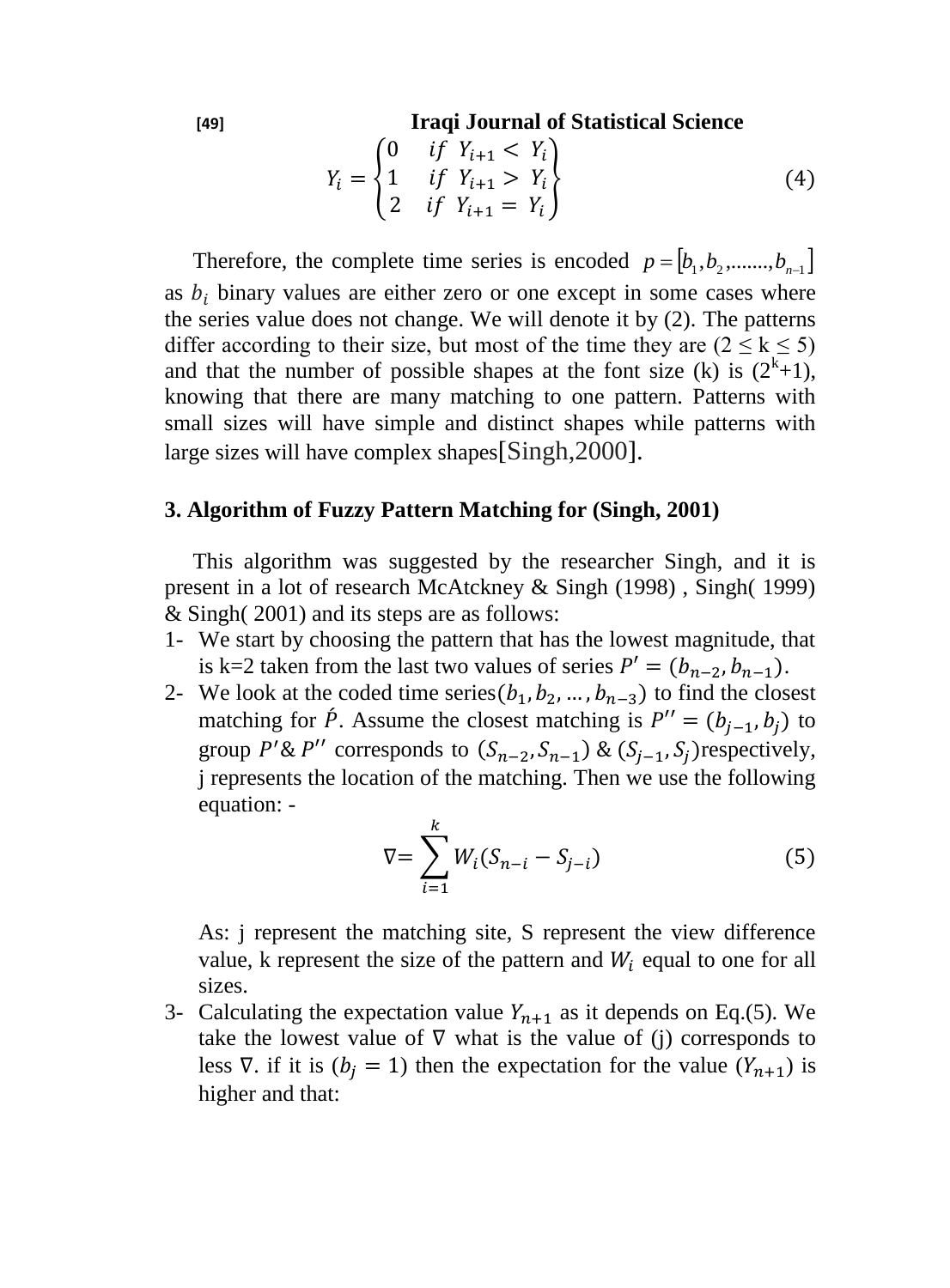$$Y_i = \begin{Bmatrix} 0 & if \ Y_{i+1} < Y_i \\ 1 & if \ Y_{i+1} > Y_i \\ 2 & if \ Y_{i+1} = Y_i \end{Bmatrix} \tag{4}$$

Therefore, the complete time series is encoded $p = [b_1, b_2, \ldots\ldots., b_{n-1}]$ as $b_i$ binary values are either zero or one except in some cases where the series value does not change. We will denote it by (2). The patterns differ according to their size, but most of the time they are $(2 \leq k \leq 5)$ and that the number of possible shapes at the font size (k) is $(2^k+1)$, knowing that there are many matching to one pattern. Patterns with small sizes will have simple and distinct shapes while patterns with large sizes will have complex shapes[Singh,2000].

## 3. Algorithm of Fuzzy Pattern Matching for (Singh, 2001)

This algorithm was suggested by the researcher Singh, and it is present in a lot of research McAtckney & Singh (1998) , Singh( 1999) & Singh( 2001) and its steps are as follows:

1- We start by choosing the pattern that has the lowest magnitude, that is k=2 taken from the last two values of series $P' = (b_{n-2}, b_{n-1})$.

2- We look at the coded time series$(b_1, b_2, \ldots, b_{n-3})$ to find the closest matching for $\acute{P}$. Assume the closest matching is $P'' = (b_{j-1}, b_j)$ to group $P'$& $P''$ corresponds to $(S_{n-2}, S_{n-1})$ & $(S_{j-1}, S_j)$respectively, j represents the location of the matching. Then we use the following equation: -

$$\nabla = \sum_{i=1}^{k} W_i (S_{n-i} - S_{j-i}) \tag{5}$$

As: j represent the matching site, S represent the view difference value, k represent the size of the pattern and $W_i$ equal to one for all sizes.

3- Calculating the expectation value $Y_{n+1}$ as it depends on Eq.(5). We take the lowest value of $\nabla$ what is the value of (j) corresponds to less $\nabla$. if it is $(b_j = 1)$ then the expectation for the value $(Y_{n+1})$ is higher and that: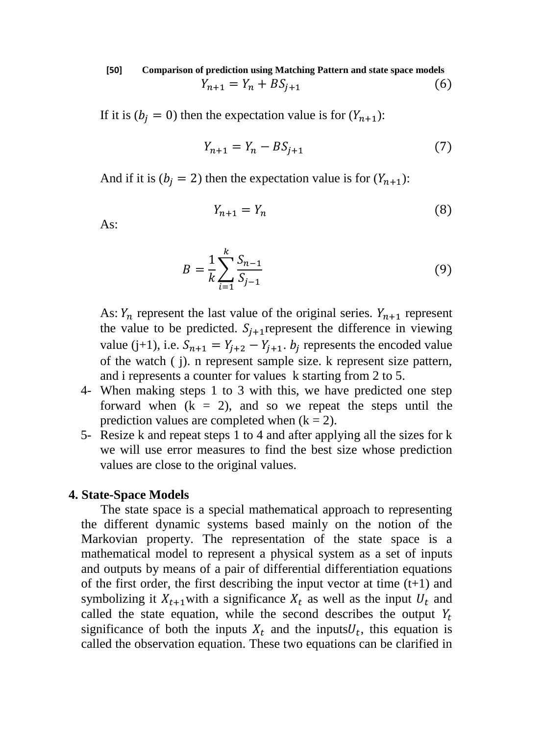$$Y_{n+1} = Y_n + BS_{j+1} \tag{6}$$

If it is ($b_j = 0$) then the expectation value is for ($Y_{n+1}$):

$$Y_{n+1} = Y_n - BS_{j+1} \tag{7}$$

And if it is ($b_j = 2$) then the expectation value is for ($Y_{n+1}$):

$$Y_{n+1} = Y_n \tag{8}$$

As:

$$B = \frac{1}{k}\sum_{i=1}^{k}\frac{S_{n-1}}{S_{j-1}} \tag{9}$$

As: $Y_n$ represent the last value of the original series. $Y_{n+1}$ represent the value to be predicted. $S_{j+1}$represent the difference in viewing value (j+1), i.e. $S_{n+1} = Y_{j+2} - Y_{j+1}$. $b_j$ represents the encoded value of the watch ( j). n represent sample size. k represent size pattern, and i represents a counter for values k starting from 2 to 5.

4- When making steps 1 to 3 with this, we have predicted one step forward when (k = 2), and so we repeat the steps until the prediction values are completed when (k = 2).
5- Resize k and repeat steps 1 to 4 and after applying all the sizes for k we will use error measures to find the best size whose prediction values are close to the original values.

## 4. State-Space Models

The state space is a special mathematical approach to representing the different dynamic systems based mainly on the notion of the Markovian property. The representation of the state space is a mathematical model to represent a physical system as a set of inputs and outputs by means of a pair of differential differentiation equations of the first order, the first describing the input vector at time (t+1) and symbolizing it $X_{t+1}$with a significance $X_t$ as well as the input $U_t$ and called the state equation, while the second describes the output $Y_t$ significance of both the inputs $X_t$ and the inputs$U_t$, this equation is called the observation equation. These two equations can be clarified in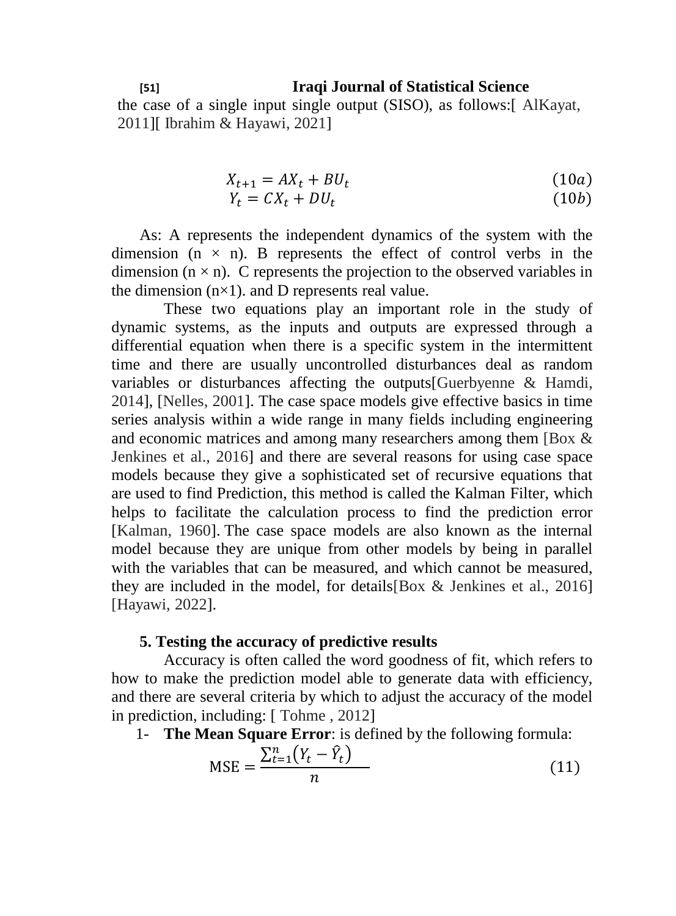the case of a single input single output (SISO), as follows:[ AlKayat, 2011][ Ibrahim & Hayawi, 2021]

$$X_{t+1} = AX_t + BU_t \tag{10a}$$

$$Y_t = CX_t + DU_t \tag{10b}$$

As: A represents the independent dynamics of the system with the dimension ($n \times n$). B represents the effect of control verbs in the dimension ($n \times n$). C represents the projection to the observed variables in the dimension ($n\times1$). and D represents real value.

These two equations play an important role in the study of dynamic systems, as the inputs and outputs are expressed through a differential equation when there is a specific system in the intermittent time and there are usually uncontrolled disturbances deal as random variables or disturbances affecting the outputs[Guerbyenne & Hamdi, 2014], [Nelles, 2001]. The case space models give effective basics in time series analysis within a wide range in many fields including engineering and economic matrices and among many researchers among them [Box & Jenkines et al., 2016] and there are several reasons for using case space models because they give a sophisticated set of recursive equations that are used to find Prediction, this method is called the Kalman Filter, which helps to facilitate the calculation process to find the prediction error [Kalman, 1960]. The case space models are also known as the internal model because they are unique from other models by being in parallel with the variables that can be measured, and which cannot be measured, they are included in the model, for details[Box & Jenkines et al., 2016] [Hayawi, 2022].

## 5. Testing the accuracy of predictive results

Accuracy is often called the word goodness of fit, which refers to how to make the prediction model able to generate data with efficiency, and there are several criteria by which to adjust the accuracy of the model in prediction, including: [ Tohme , 2012]

1- **The Mean Square Error**: is defined by the following formula:

$$\text{MSE} = \frac{\sum_{t=1}^{n}\left(Y_t - \hat{Y}_t\right)}{n} \tag{11}$$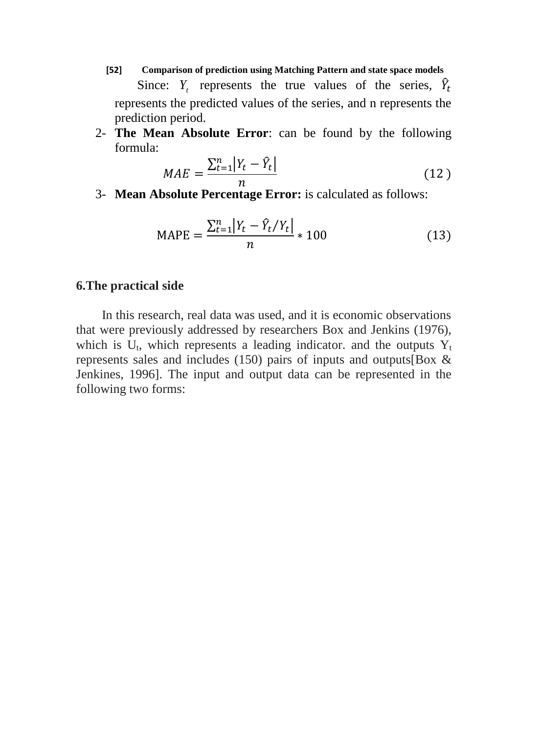Since: $Y_t$ represents the true values of the series, $\hat{Y}_t$ represents the predicted values of the series, and n represents the prediction period.

2- **The Mean Absolute Error**: can be found by the following formula:

$$MAE = \frac{\sum_{t=1}^{n} \left| Y_t - \hat{Y}_t \right|}{n} \tag{12}$$

3- **Mean Absolute Percentage Error:** is calculated as follows:

$$\text{MAPE} = \frac{\sum_{t=1}^{n} \left| Y_t - \hat{Y}_t / Y_t \right|}{n} * 100 \tag{13}$$

## 6.The practical side

In this research, real data was used, and it is economic observations that were previously addressed by researchers Box and Jenkins (1976), which is $U_t$, which represents a leading indicator. and the outputs $Y_t$ represents sales and includes (150) pairs of inputs and outputs[Box & Jenkines, 1996]. The input and output data can be represented in the following two forms: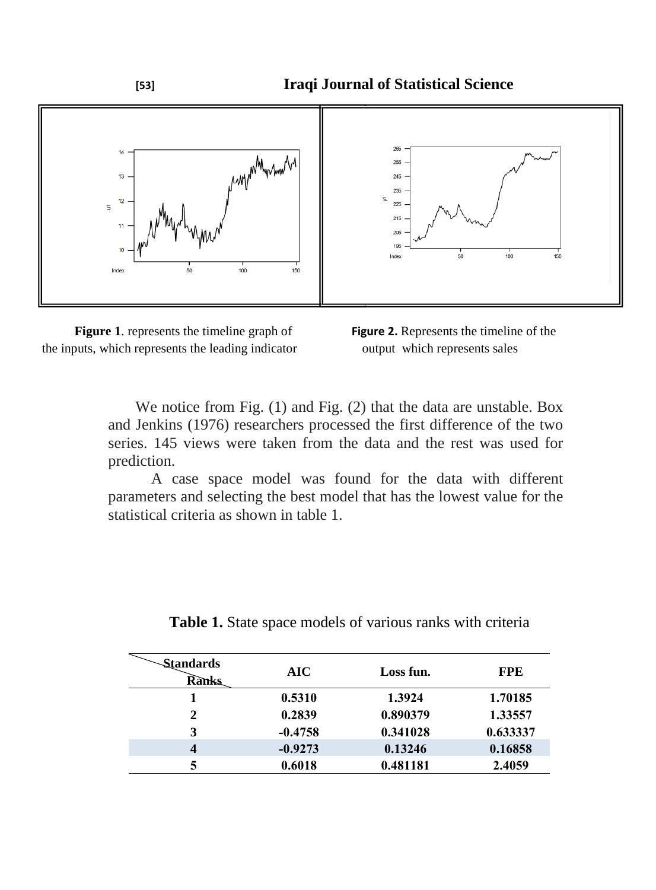**Figure 1**. represents the timeline graph of the inputs, which represents the leading indicator

**Figure 2.** Represents the timeline of the output which represents sales

We notice from Fig. (1) and Fig. (2) that the data are unstable. Box and Jenkins (1976) researchers processed the first difference of the two series. 145 views were taken from the data and the rest was used for prediction.

A case space model was found for the data with different parameters and selecting the best model that has the lowest value for the statistical criteria as shown in table 1.

**Table 1.** State space models of various ranks with criteria

| Standards / Ranks | AIC | Loss fun. | FPE |
|---|---|---|---|
| **1** | **0.5310** | **1.3924** | **1.70185** |
| **2** | **0.2839** | **0.890379** | **1.33557** |
| **3** | **-0.4758** | **0.341028** | **0.633337** |
| **4** | **-0.9273** | **0.13246** | **0.16858** |
| **5** | **0.6018** | **0.481181** | **2.4059** |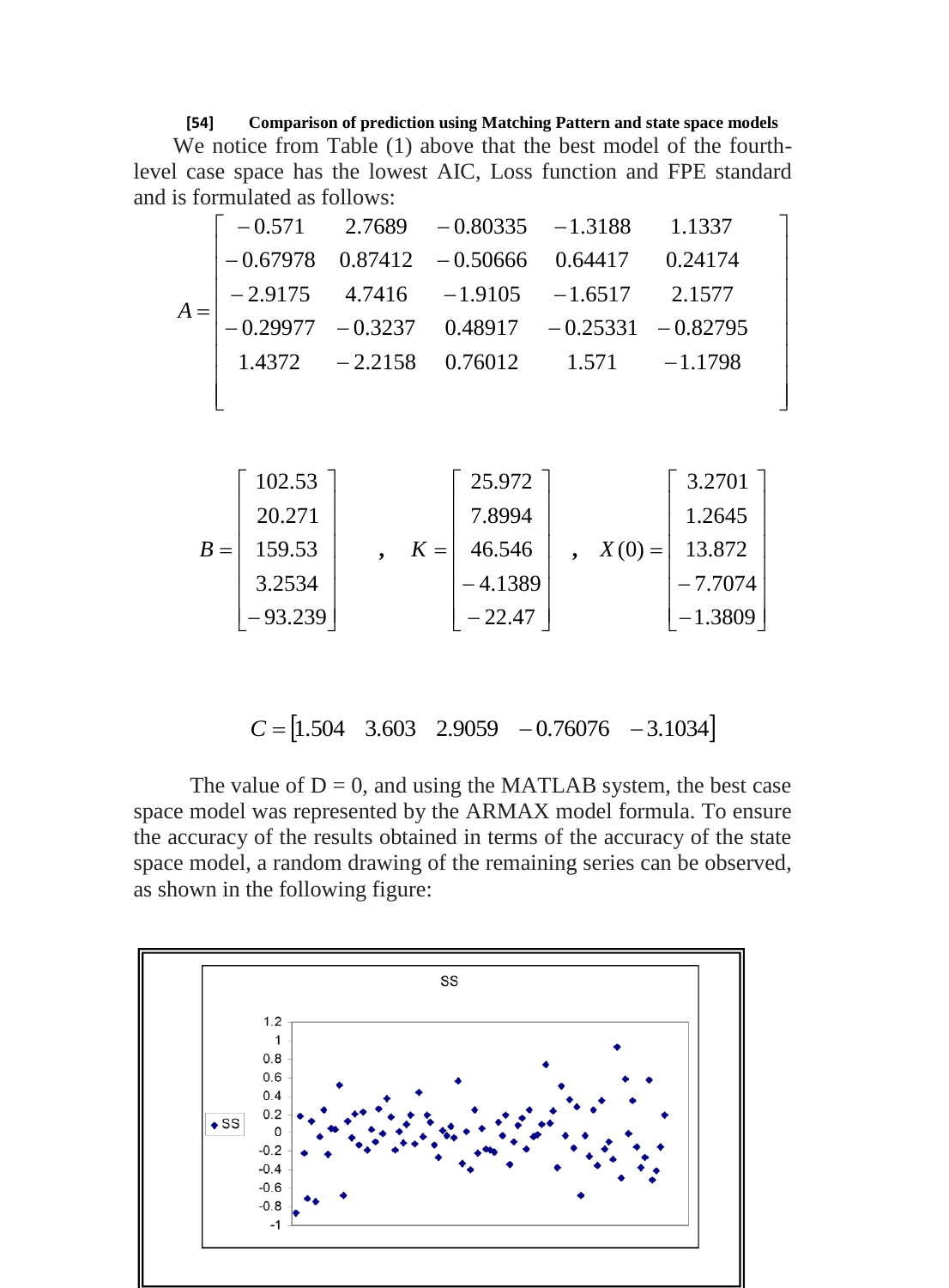We notice from Table (1) above that the best model of the fourth-level case space has the lowest AIC, Loss function and FPE standard and is formulated as follows:

$$A = \begin{bmatrix} -0.571 & 2.7689 & -0.80335 & -1.3188 & 1.1337 \\ -0.67978 & 0.87412 & -0.50666 & 0.64417 & 0.24174 \\ -2.9175 & 4.7416 & -1.9105 & -1.6517 & 2.1577 \\ -0.29977 & -0.3237 & 0.48917 & -0.25331 & -0.82795 \\ 1.4372 & -2.2158 & 0.76012 & 1.571 & -1.1798 \end{bmatrix}$$

$$B = \begin{bmatrix} 102.53 \\ 20.271 \\ 159.53 \\ 3.2534 \\ -93.239 \end{bmatrix} \quad , \quad K = \begin{bmatrix} 25.972 \\ 7.8994 \\ 46.546 \\ -4.1389 \\ -22.47 \end{bmatrix} \quad , \quad X(0) = \begin{bmatrix} 3.2701 \\ 1.2645 \\ 13.872 \\ -7.7074 \\ -1.3809 \end{bmatrix}$$

$$C = \begin{bmatrix} 1.504 & 3.603 & 2.9059 & -0.76076 & -3.1034 \end{bmatrix}$$

The value of D = 0, and using the MATLAB system, the best case space model was represented by the ARMAX model formula. To ensure the accuracy of the results obtained in terms of the accuracy of the state space model, a random drawing of the remaining series can be observed, as shown in the following figure: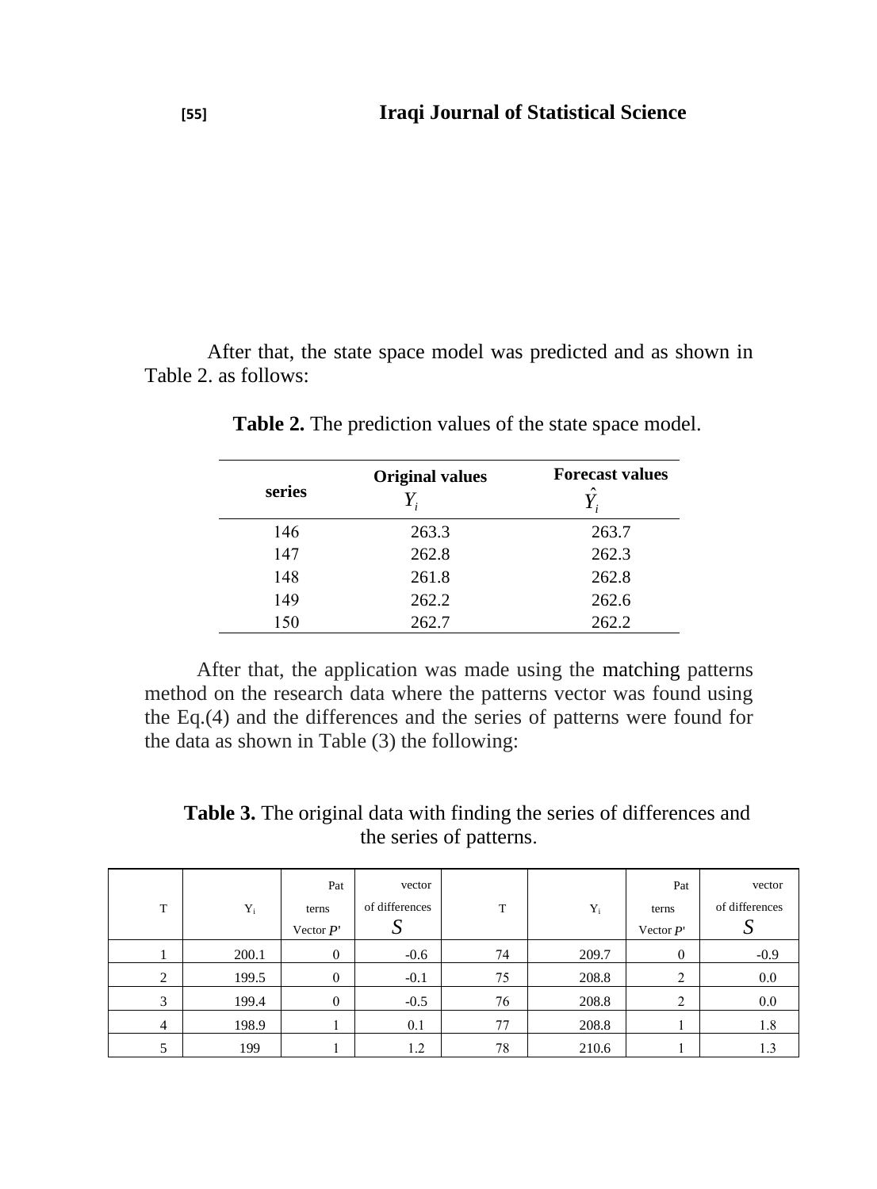After that, the state space model was predicted and as shown in Table 2. as follows:

**Table 2.** The prediction values of the state space model.

| series | Original values $Y_i$ | Forecast values $\hat{Y}_i$ |
|---|---|---|
| 146 | 263.3 | 263.7 |
| 147 | 262.8 | 262.3 |
| 148 | 261.8 | 262.8 |
| 149 | 262.2 | 262.6 |
| 150 | 262.7 | 262.2 |

After that, the application was made using the matching patterns method on the research data where the patterns vector was found using the Eq.(4) and the differences and the series of patterns were found for the data as shown in Table (3) the following:

**Table 3.** The original data with finding the series of differences and the series of patterns.

| T | $Y_i$ | Patterns Vector $P'$ | vector of differences $S$ | T | $Y_i$ | Patterns Vector $P'$ | vector of differences $S$ |
|---|---|---|---|---|---|---|---|
| 1 | 200.1 | 0 | -0.6 | 74 | 209.7 | 0 | -0.9 |
| 2 | 199.5 | 0 | -0.1 | 75 | 208.8 | 2 | 0.0 |
| 3 | 199.4 | 0 | -0.5 | 76 | 208.8 | 2 | 0.0 |
| 4 | 198.9 | 1 | 0.1 | 77 | 208.8 | 1 | 1.8 |
| 5 | 199 | 1 | 1.2 | 78 | 210.6 | 1 | 1.3 |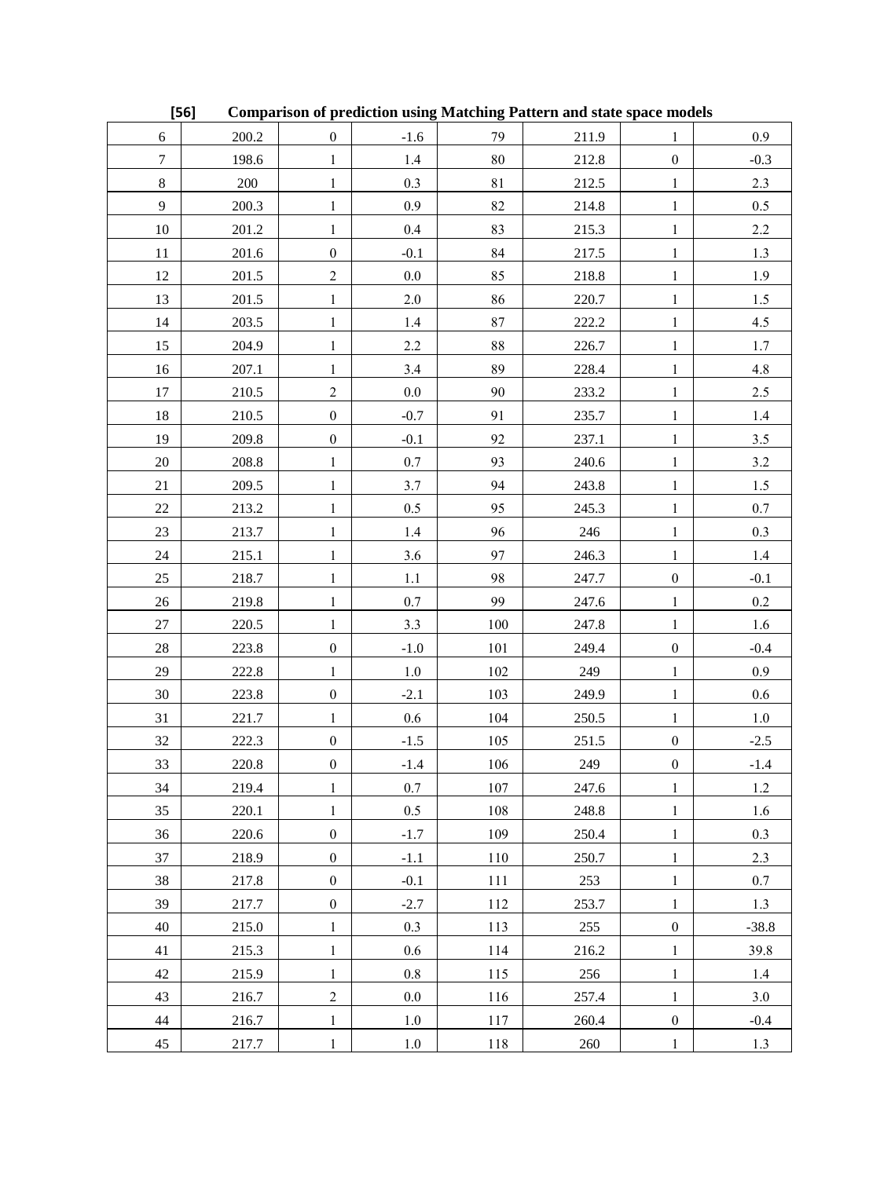[56] **Comparison of prediction using Matching Pattern and state space models**

| | | | | | | | |
|---|---|---|---|---|---|---|---|
| 6 | 200.2 | 0 | -1.6 | 79 | 211.9 | 1 | 0.9 |
| 7 | 198.6 | 1 | 1.4 | 80 | 212.8 | 0 | -0.3 |
| 8 | 200 | 1 | 0.3 | 81 | 212.5 | 1 | 2.3 |
| 9 | 200.3 | 1 | 0.9 | 82 | 214.8 | 1 | 0.5 |
| 10 | 201.2 | 1 | 0.4 | 83 | 215.3 | 1 | 2.2 |
| 11 | 201.6 | 0 | -0.1 | 84 | 217.5 | 1 | 1.3 |
| 12 | 201.5 | 2 | 0.0 | 85 | 218.8 | 1 | 1.9 |
| 13 | 201.5 | 1 | 2.0 | 86 | 220.7 | 1 | 1.5 |
| 14 | 203.5 | 1 | 1.4 | 87 | 222.2 | 1 | 4.5 |
| 15 | 204.9 | 1 | 2.2 | 88 | 226.7 | 1 | 1.7 |
| 16 | 207.1 | 1 | 3.4 | 89 | 228.4 | 1 | 4.8 |
| 17 | 210.5 | 2 | 0.0 | 90 | 233.2 | 1 | 2.5 |
| 18 | 210.5 | 0 | -0.7 | 91 | 235.7 | 1 | 1.4 |
| 19 | 209.8 | 0 | -0.1 | 92 | 237.1 | 1 | 3.5 |
| 20 | 208.8 | 1 | 0.7 | 93 | 240.6 | 1 | 3.2 |
| 21 | 209.5 | 1 | 3.7 | 94 | 243.8 | 1 | 1.5 |
| 22 | 213.2 | 1 | 0.5 | 95 | 245.3 | 1 | 0.7 |
| 23 | 213.7 | 1 | 1.4 | 96 | 246 | 1 | 0.3 |
| 24 | 215.1 | 1 | 3.6 | 97 | 246.3 | 1 | 1.4 |
| 25 | 218.7 | 1 | 1.1 | 98 | 247.7 | 0 | -0.1 |
| 26 | 219.8 | 1 | 0.7 | 99 | 247.6 | 1 | 0.2 |
| 27 | 220.5 | 1 | 3.3 | 100 | 247.8 | 1 | 1.6 |
| 28 | 223.8 | 0 | -1.0 | 101 | 249.4 | 0 | -0.4 |
| 29 | 222.8 | 1 | 1.0 | 102 | 249 | 1 | 0.9 |
| 30 | 223.8 | 0 | -2.1 | 103 | 249.9 | 1 | 0.6 |
| 31 | 221.7 | 1 | 0.6 | 104 | 250.5 | 1 | 1.0 |
| 32 | 222.3 | 0 | -1.5 | 105 | 251.5 | 0 | -2.5 |
| 33 | 220.8 | 0 | -1.4 | 106 | 249 | 0 | -1.4 |
| 34 | 219.4 | 1 | 0.7 | 107 | 247.6 | 1 | 1.2 |
| 35 | 220.1 | 1 | 0.5 | 108 | 248.8 | 1 | 1.6 |
| 36 | 220.6 | 0 | -1.7 | 109 | 250.4 | 1 | 0.3 |
| 37 | 218.9 | 0 | -1.1 | 110 | 250.7 | 1 | 2.3 |
| 38 | 217.8 | 0 | -0.1 | 111 | 253 | 1 | 0.7 |
| 39 | 217.7 | 0 | -2.7 | 112 | 253.7 | 1 | 1.3 |
| 40 | 215.0 | 1 | 0.3 | 113 | 255 | 0 | -38.8 |
| 41 | 215.3 | 1 | 0.6 | 114 | 216.2 | 1 | 39.8 |
| 42 | 215.9 | 1 | 0.8 | 115 | 256 | 1 | 1.4 |
| 43 | 216.7 | 2 | 0.0 | 116 | 257.4 | 1 | 3.0 |
| 44 | 216.7 | 1 | 1.0 | 117 | 260.4 | 0 | -0.4 |
| 45 | 217.7 | 1 | 1.0 | 118 | 260 | 1 | 1.3 |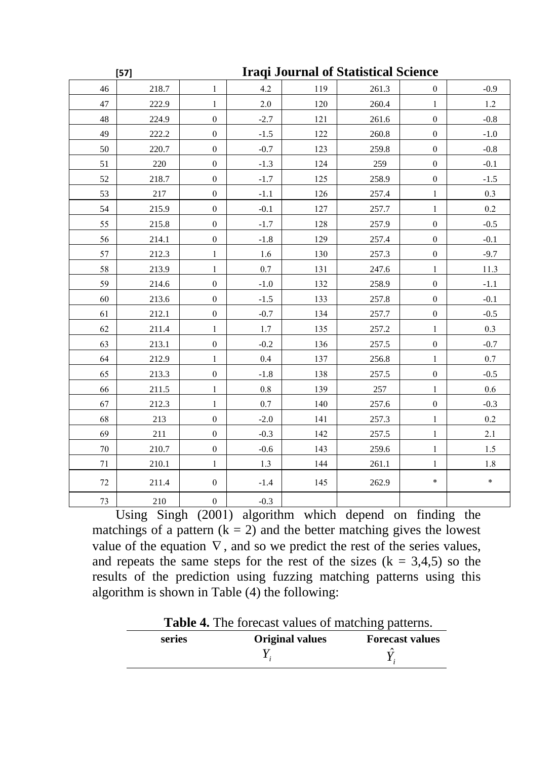| 46 | 218.7 | 1 | 4.2 | 119 | 261.3 | 0 | -0.9 |
|---|---|---|---|---|---|---|---|
| 47 | 222.9 | 1 | 2.0 | 120 | 260.4 | 1 | 1.2 |
| 48 | 224.9 | 0 | -2.7 | 121 | 261.6 | 0 | -0.8 |
| 49 | 222.2 | 0 | -1.5 | 122 | 260.8 | 0 | -1.0 |
| 50 | 220.7 | 0 | -0.7 | 123 | 259.8 | 0 | -0.8 |
| 51 | 220 | 0 | -1.3 | 124 | 259 | 0 | -0.1 |
| 52 | 218.7 | 0 | -1.7 | 125 | 258.9 | 0 | -1.5 |
| 53 | 217 | 0 | -1.1 | 126 | 257.4 | 1 | 0.3 |
| 54 | 215.9 | 0 | -0.1 | 127 | 257.7 | 1 | 0.2 |
| 55 | 215.8 | 0 | -1.7 | 128 | 257.9 | 0 | -0.5 |
| 56 | 214.1 | 0 | -1.8 | 129 | 257.4 | 0 | -0.1 |
| 57 | 212.3 | 1 | 1.6 | 130 | 257.3 | 0 | -9.7 |
| 58 | 213.9 | 1 | 0.7 | 131 | 247.6 | 1 | 11.3 |
| 59 | 214.6 | 0 | -1.0 | 132 | 258.9 | 0 | -1.1 |
| 60 | 213.6 | 0 | -1.5 | 133 | 257.8 | 0 | -0.1 |
| 61 | 212.1 | 0 | -0.7 | 134 | 257.7 | 0 | -0.5 |
| 62 | 211.4 | 1 | 1.7 | 135 | 257.2 | 1 | 0.3 |
| 63 | 213.1 | 0 | -0.2 | 136 | 257.5 | 0 | -0.7 |
| 64 | 212.9 | 1 | 0.4 | 137 | 256.8 | 1 | 0.7 |
| 65 | 213.3 | 0 | -1.8 | 138 | 257.5 | 0 | -0.5 |
| 66 | 211.5 | 1 | 0.8 | 139 | 257 | 1 | 0.6 |
| 67 | 212.3 | 1 | 0.7 | 140 | 257.6 | 0 | -0.3 |
| 68 | 213 | 0 | -2.0 | 141 | 257.3 | 1 | 0.2 |
| 69 | 211 | 0 | -0.3 | 142 | 257.5 | 1 | 2.1 |
| 70 | 210.7 | 0 | -0.6 | 143 | 259.6 | 1 | 1.5 |
| 71 | 210.1 | 1 | 1.3 | 144 | 261.1 | 1 | 1.8 |
| 72 | 211.4 | 0 | -1.4 | 145 | 262.9 | * | * |
| 73 | 210 | 0 | -0.3 | | | | |

Using Singh (2001) algorithm which depend on finding the matchings of a pattern ($k = 2$) and the better matching gives the lowest value of the equation $\nabla$, and so we predict the rest of the series values, and repeats the same steps for the rest of the sizes ($k = 3,4,5$) so the results of the prediction using fuzzing matching patterns using this algorithm is shown in Table (4) the following:

**Table 4.** The forecast values of matching patterns.

| series | Original values $Y_i$ | Forecast values $\hat{Y}_i$ |
|---|---|---|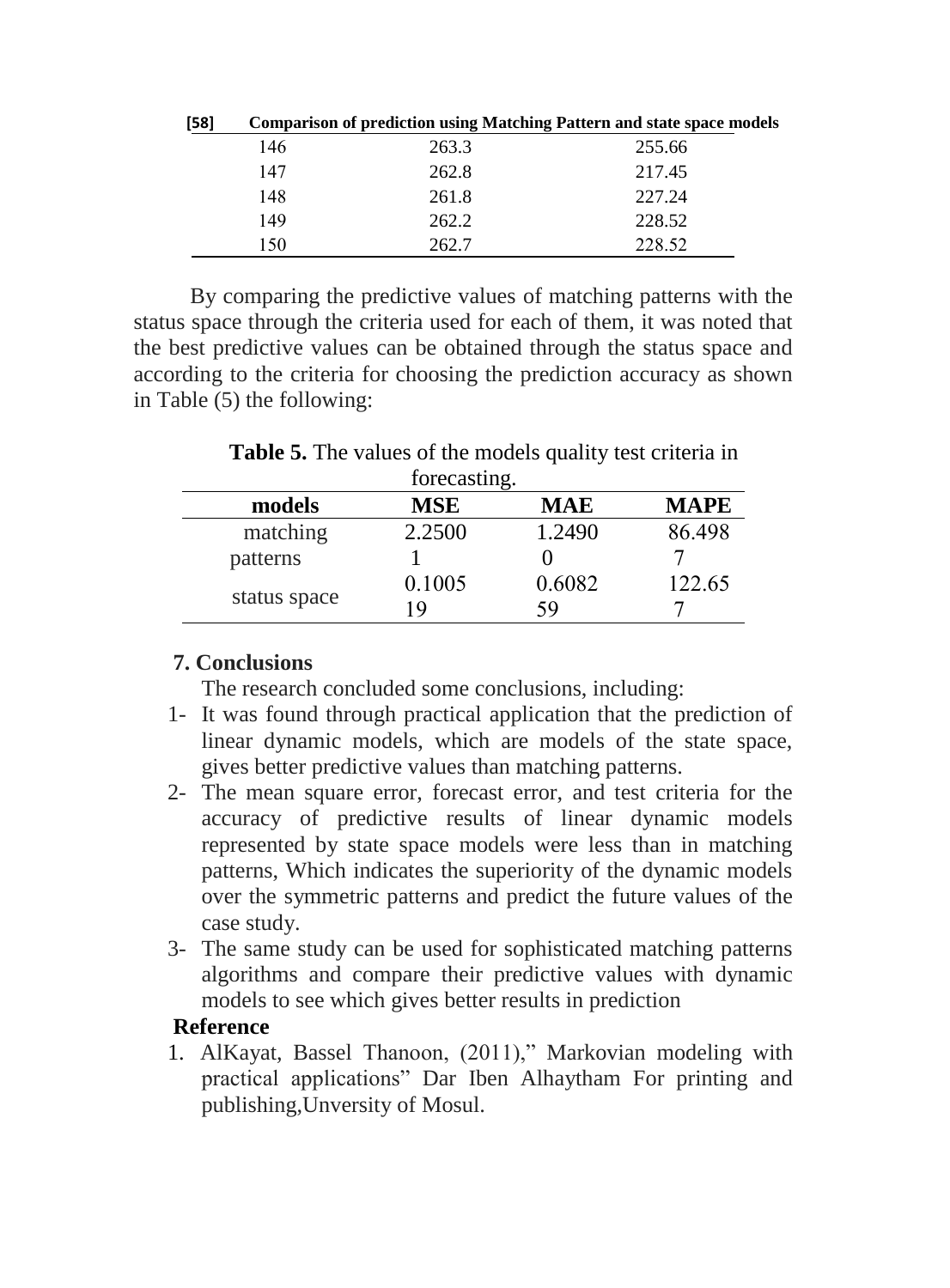| [58] | Comparison of prediction using Matching Pattern and state space models | |
|---|---|---|
| 146 | 263.3 | 255.66 |
| 147 | 262.8 | 217.45 |
| 148 | 261.8 | 227.24 |
| 149 | 262.2 | 228.52 |
| 150 | 262.7 | 228.52 |

By comparing the predictive values of matching patterns with the status space through the criteria used for each of them, it was noted that the best predictive values can be obtained through the status space and according to the criteria for choosing the prediction accuracy as shown in Table (5) the following:

**Table 5.** The values of the models quality test criteria in forecasting.

| models | MSE | MAE | MAPE |
|---|---|---|---|
| matching patterns | 2.25001 | 1.24900 | 86.4987 |
| status space | 0.100519 | 0.608259 | 122.657 |

## 7. Conclusions

The research concluded some conclusions, including:

1- It was found through practical application that the prediction of linear dynamic models, which are models of the state space, gives better predictive values than matching patterns.

2- The mean square error, forecast error, and test criteria for the accuracy of predictive results of linear dynamic models represented by state space models were less than in matching patterns, Which indicates the superiority of the dynamic models over the symmetric patterns and predict the future values of the case study.

3- The same study can be used for sophisticated matching patterns algorithms and compare their predictive values with dynamic models to see which gives better results in prediction

## Reference

1. AlKayat, Bassel Thanoon, (2011)," Markovian modeling with practical applications" Dar Iben Alhaytham For printing and publishing,Unversity of Mosul.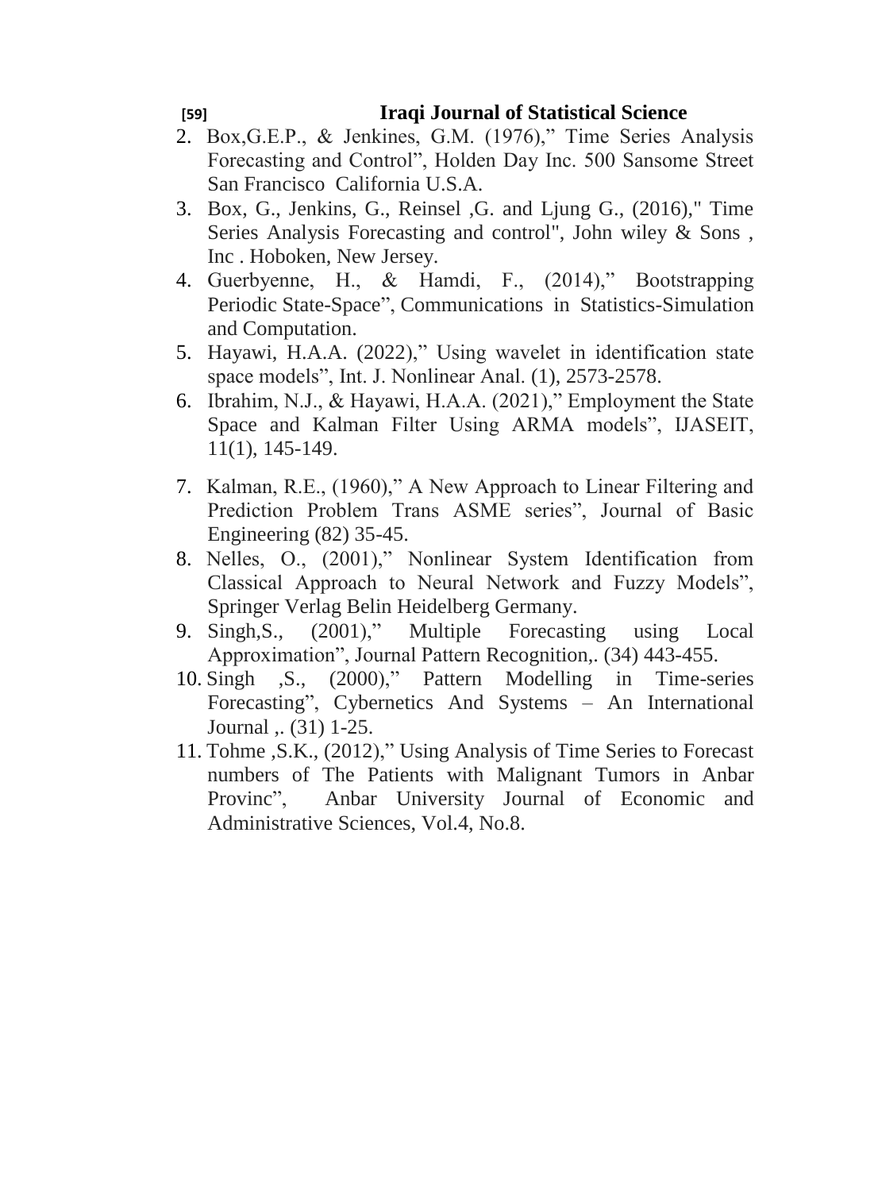2. Box,G.E.P., & Jenkines, G.M. (1976)," Time Series Analysis Forecasting and Control", Holden Day Inc. 500 Sansome Street San Francisco California U.S.A.
3. Box, G., Jenkins, G., Reinsel ,G. and Ljung G., (2016)," Time Series Analysis Forecasting and control", John wiley & Sons , Inc . Hoboken, New Jersey.
4. Guerbyenne, H., & Hamdi, F., (2014)," Bootstrapping Periodic State-Space", Communications in Statistics-Simulation and Computation.
5. Hayawi, H.A.A. (2022)," Using wavelet in identification state space models", Int. J. Nonlinear Anal. (1), 2573-2578.
6. Ibrahim, N.J., & Hayawi, H.A.A. (2021)," Employment the State Space and Kalman Filter Using ARMA models", IJASEIT, 11(1), 145-149.
7. Kalman, R.E., (1960)," A New Approach to Linear Filtering and Prediction Problem Trans ASME series", Journal of Basic Engineering (82) 35-45.
8. Nelles, O., (2001)," Nonlinear System Identification from Classical Approach to Neural Network and Fuzzy Models", Springer Verlag Belin Heidelberg Germany.
9. Singh,S., (2001)," Multiple Forecasting using Local Approximation", Journal Pattern Recognition,. (34) 443-455.
10. Singh ,S., (2000)," Pattern Modelling in Time-series Forecasting", Cybernetics And Systems – An International Journal ,. (31) 1-25.
11. Tohme ,S.K., (2012)," Using Analysis of Time Series to Forecast numbers of The Patients with Malignant Tumors in Anbar Provinc", Anbar University Journal of Economic and Administrative Sciences, Vol.4, No.8.